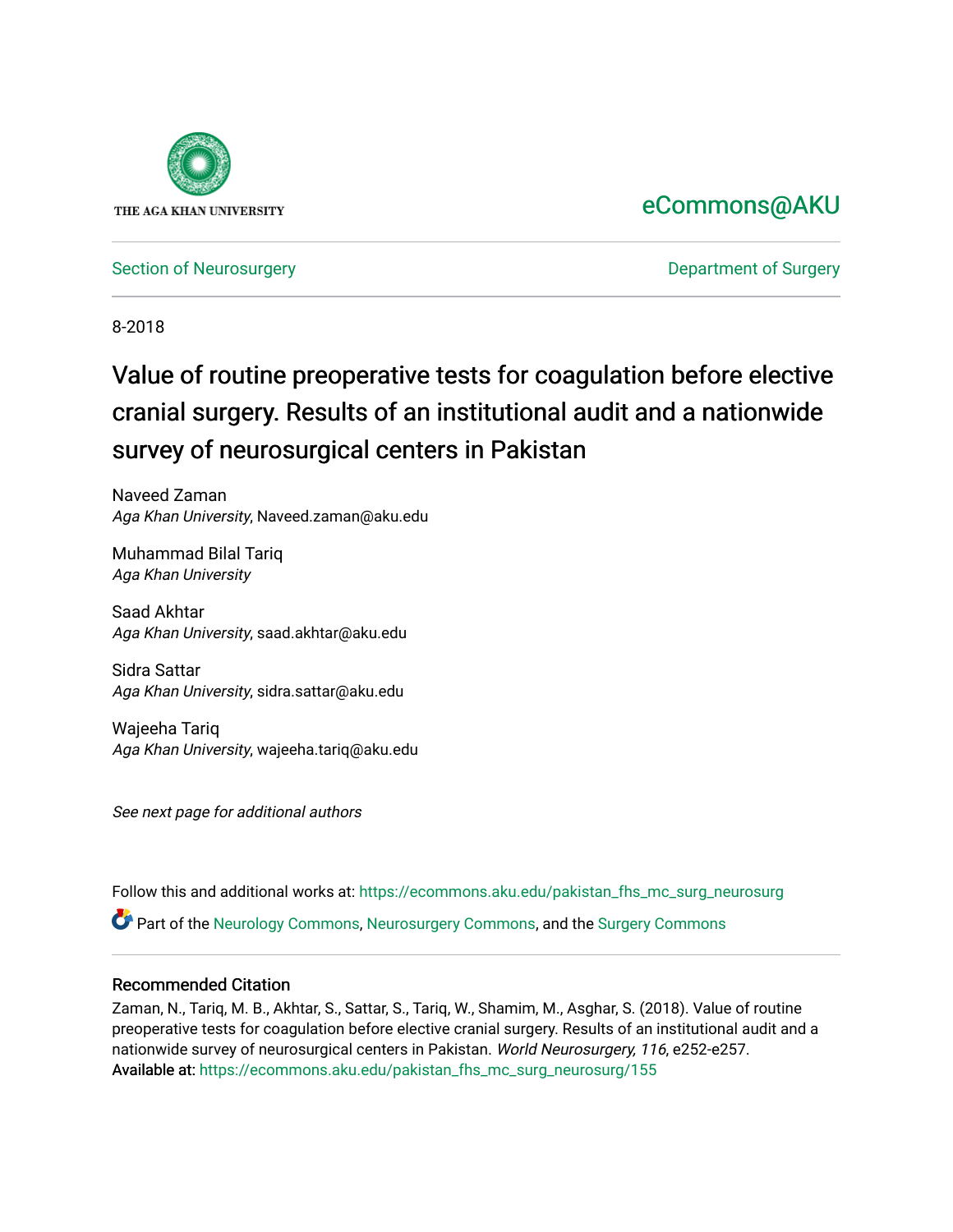THE AGA KHAN UNIVERSITY

eCommons@AKU

Section of Neurosurgery

Department of Surgery

8-2018

# Value of routine preoperative tests for coagulation before elective cranial surgery. Results of an institutional audit and a nationwide survey of neurosurgical centers in Pakistan

Naveed Zaman
*Aga Khan University*, Naveed.zaman@aku.edu

Muhammad Bilal Tariq
*Aga Khan University*

Saad Akhtar
*Aga Khan University*, saad.akhtar@aku.edu

Sidra Sattar
*Aga Khan University*, sidra.sattar@aku.edu

Wajeeha Tariq
*Aga Khan University*, wajeeha.tariq@aku.edu

*See next page for additional authors*

Follow this and additional works at: https://ecommons.aku.edu/pakistan_fhs_mc_surg_neurosurg

Part of the Neurology Commons, Neurosurgery Commons, and the Surgery Commons

## Recommended Citation

Zaman, N., Tariq, M. B., Akhtar, S., Sattar, S., Tariq, W., Shamim, M., Asghar, S. (2018). Value of routine preoperative tests for coagulation before elective cranial surgery. Results of an institutional audit and a nationwide survey of neurosurgical centers in Pakistan. *World Neurosurgery, 116*, e252-e257.
Available at: https://ecommons.aku.edu/pakistan_fhs_mc_surg_neurosurg/155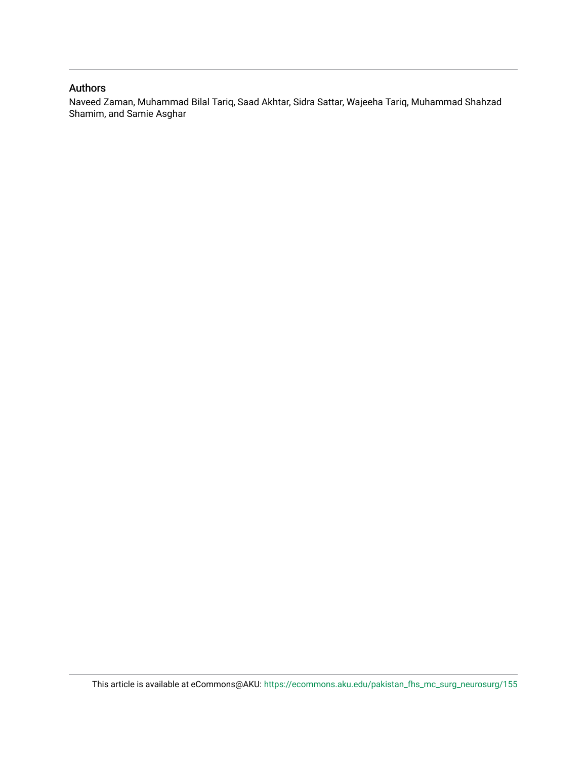## Authors

Naveed Zaman, Muhammad Bilal Tariq, Saad Akhtar, Sidra Sattar, Wajeeha Tariq, Muhammad Shahzad Shamim, and Samie Asghar

This article is available at eCommons@AKU: https://ecommons.aku.edu/pakistan_fhs_mc_surg_neurosurg/155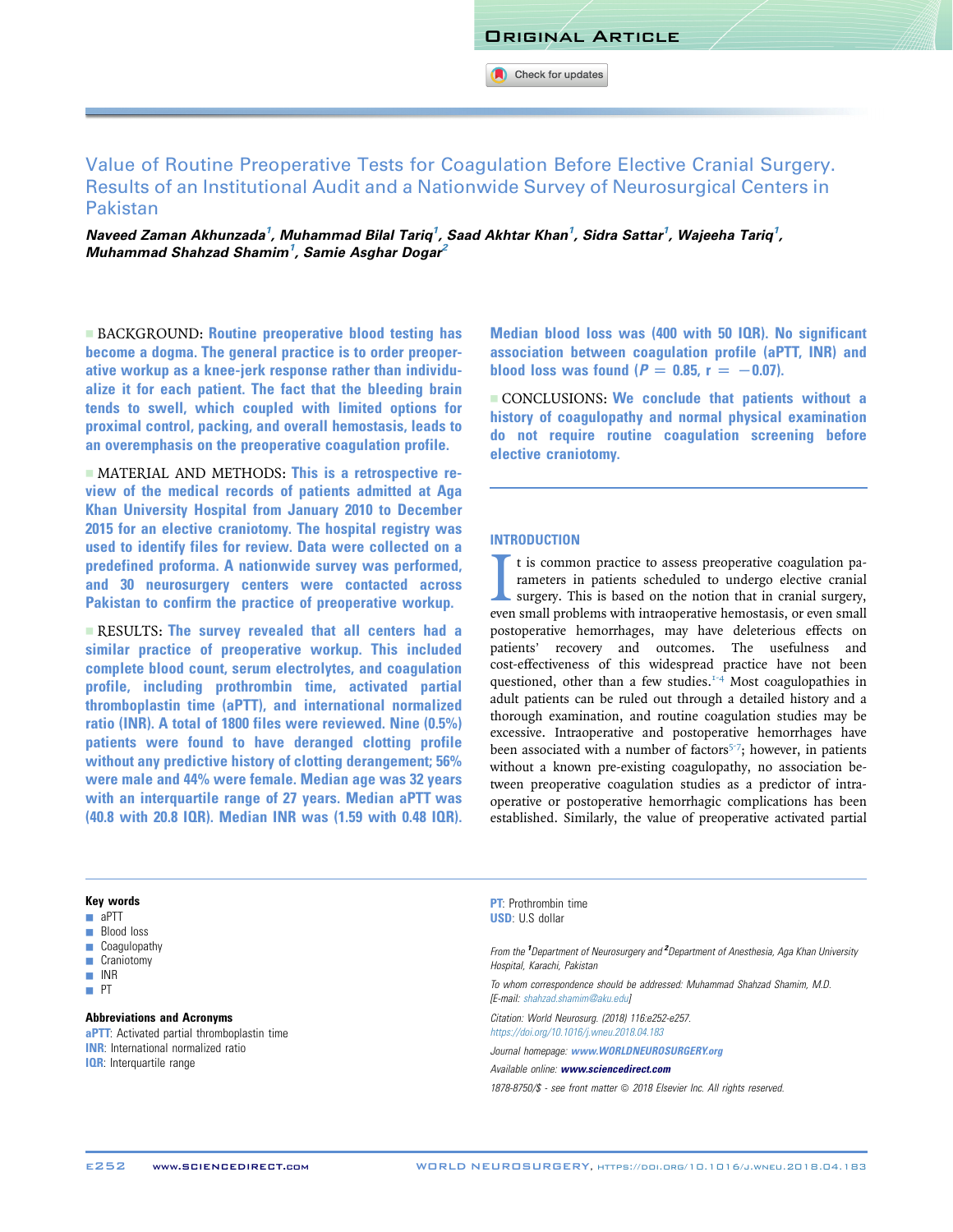# Value of Routine Preoperative Tests for Coagulation Before Elective Cranial Surgery. Results of an Institutional Audit and a Nationwide Survey of Neurosurgical Centers in Pakistan

*Naveed Zaman Akhunzada[1], Muhammad Bilal Tariq[1], Saad Akhtar Khan[1], Sidra Sattar[1], Wajeeha Tariq[1], Muhammad Shahzad Shamim[1], Samie Asghar Dogar[2]*

■ BACKGROUND: **Routine preoperative blood testing has become a dogma. The general practice is to order preoperative workup as a knee-jerk response rather than individualize it for each patient. The fact that the bleeding brain tends to swell, which coupled with limited options for proximal control, packing, and overall hemostasis, leads to an overemphasis on the preoperative coagulation profile.**

■ MATERIAL AND METHODS: **This is a retrospective review of the medical records of patients admitted at Aga Khan University Hospital from January 2010 to December 2015 for an elective craniotomy. The hospital registry was used to identify files for review. Data were collected on a predefined proforma. A nationwide survey was performed, and 30 neurosurgery centers were contacted across Pakistan to confirm the practice of preoperative workup.**

■ RESULTS: **The survey revealed that all centers had a similar practice of preoperative workup. This included complete blood count, serum electrolytes, and coagulation profile, including prothrombin time, activated partial thromboplastin time (aPTT), and international normalized ratio (INR). A total of 1800 files were reviewed. Nine (0.5%) patients were found to have deranged clotting profile without any predictive history of clotting derangement; 56% were male and 44% were female. Median age was 32 years with an interquartile range of 27 years. Median aPTT was (40.8 with 20.8 IQR). Median INR was (1.59 with 0.48 IQR). Median blood loss was (400 with 50 IQR). No significant association between coagulation profile (aPTT, INR) and blood loss was found ($P = 0.85$, $r = -0.07$).**

■ CONCLUSIONS: **We conclude that patients without a history of coagulopathy and normal physical examination do not require routine coagulation screening before elective craniotomy.**

## INTRODUCTION

It is common practice to assess preoperative coagulation parameters in patients scheduled to undergo elective cranial surgery. This is based on the notion that in cranial surgery, even small problems with intraoperative hemostasis, or even small postoperative hemorrhages, may have deleterious effects on patients' recovery and outcomes. The usefulness and cost-effectiveness of this widespread practice have not been questioned, other than a few studies.[1-4] Most coagulopathies in adult patients can be ruled out through a detailed history and a thorough physical examination, and routine coagulation studies may be excessive. Intraoperative and postoperative hemorrhages have been associated with a number of factors[5-7]; however, in patients without a known pre-existing coagulopathy, no association between preoperative coagulation studies as a predictor of intraoperative or postoperative hemorrhagic complications has been established. Similarly, the value of preoperative activated partial

**Key words**
- aPTT
- Blood loss
- Coagulopathy
- Craniotomy
- INR
- PT

**Abbreviations and Acronyms**
**aPTT**: Activated partial thromboplastin time
**INR**: International normalized ratio
**IQR**: Interquartile range
**PT**: Prothrombin time
**USD**: U.S dollar

*From the [1]Department of Neurosurgery and [2]Department of Anesthesia, Aga Khan University Hospital, Karachi, Pakistan*

*To whom correspondence should be addressed: Muhammad Shahzad Shamim, M.D. [E-mail: shahzad.shamim@aku.edu]*

*Citation: World Neurosurg. (2018) 116:e252-e257. https://doi.org/10.1016/j.wneu.2018.04.183*

*Journal homepage: www.WORLDNEUROSURGERY.org*

*Available online: www.sciencedirect.com*

*1878-8750/$ - see front matter © 2018 Elsevier Inc. All rights reserved.*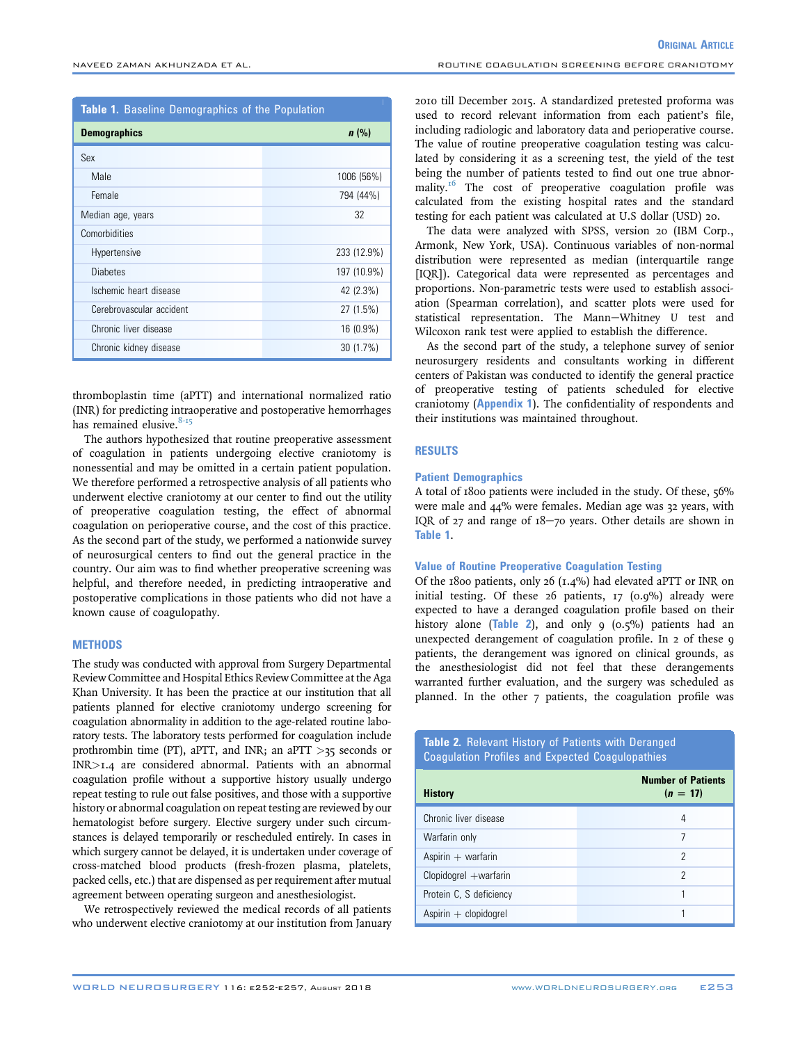**Table 1.** Baseline Demographics of the Population

| Demographics | n (%) |
|---|---|
| Sex | |
| Male | 1006 (56%) |
| Female | 794 (44%) |
| Median age, years | 32 |
| Comorbidities | |
| Hypertensive | 233 (12.9%) |
| Diabetes | 197 (10.9%) |
| Ischemic heart disease | 42 (2.3%) |
| Cerebrovascular accident | 27 (1.5%) |
| Chronic liver disease | 16 (0.9%) |
| Chronic kidney disease | 30 (1.7%) |

thromboplastin time (aPTT) and international normalized ratio (INR) for predicting intraoperative and postoperative hemorrhages has remained elusive.[8-15]

The authors hypothesized that routine preoperative assessment of coagulation in patients undergoing elective craniotomy is nonessential and may be omitted in a certain patient population. We therefore performed a retrospective analysis of all patients who underwent elective craniotomy at our center to find out the utility of preoperative coagulation testing, the effect of abnormal coagulation on perioperative course, and the cost of this practice. As the second part of the study, we performed a nationwide survey of neurosurgical centers to find out the general practice in the country. Our aim was to find whether preoperative screening was helpful, and therefore needed, in predicting intraoperative and postoperative complications in those patients who did not have a known cause of coagulopathy.

## METHODS

The study was conducted with approval from Surgery Departmental Review Committee and Hospital Ethics Review Committee at the Aga Khan University. It has been the practice at our institution that all patients planned for elective craniotomy undergo screening for coagulation abnormality in addition to the age-related routine laboratory tests. The laboratory tests performed for coagulation include prothrombin time (PT), aPTT, and INR; an aPTT >35 seconds or INR>1.4 are considered abnormal. Patients with an abnormal coagulation profile without a supportive history usually undergo repeat testing to rule out false positives, and those with a supportive history or abnormal coagulation on repeat testing are reviewed by our hematologist before surgery. Elective surgery under such circumstances is delayed temporarily or rescheduled entirely. In cases in which surgery cannot be delayed, it is undertaken under coverage of cross-matched blood products (fresh-frozen plasma, platelets, packed cells, etc.) that are dispensed as per requirement after mutual agreement between operating surgeon and anesthesiologist.

We retrospectively reviewed the medical records of all patients who underwent elective craniotomy at our institution from January 2010 till December 2015. A standardized pretested proforma was used to record relevant information from each patient's file, including radiologic and laboratory data and perioperative course. The value of routine preoperative coagulation testing was calculated by considering it as a screening test, the yield of the test being the number of patients tested to find out one true abnormality.[16] The cost of preoperative coagulation profile was calculated from the existing hospital rates and the standard testing for each patient was calculated at U.S dollar (USD) 20.

The data were analyzed with SPSS, version 20 (IBM Corp., Armonk, New York, USA). Continuous variables of non-normal distribution were represented as median (interquartile range [IQR]). Categorical data were represented as percentages and proportions. Non-parametric tests were used to establish association (Spearman correlation), and scatter plots were used for statistical representation. The Mann–Whitney *U* test and Wilcoxon rank test were applied to establish the difference.

As the second part of the study, a telephone survey of senior neurosurgery residents and consultants working in different centers of Pakistan was conducted to identify the general practice of preoperative testing of patients scheduled for elective craniotomy (Appendix 1). The confidentiality of respondents and their institutions was maintained throughout.

## RESULTS

### Patient Demographics

A total of 1800 patients were included in the study. Of these, 56% were male and 44% were females. Median age was 32 years, with IQR of 27 and range of 18–70 years. Other details are shown in Table 1.

### Value of Routine Preoperative Coagulation Testing

Of the 1800 patients, only 26 (1.4%) had elevated aPTT or INR on initial testing. Of these 26 patients, 17 (0.9%) already were expected to have a deranged coagulation profile based on their history alone (Table 2), and only 9 (0.5%) patients had an unexpected derangement of coagulation profile. In 2 of these 9 patients, the derangement was ignored on clinical grounds, as the anesthesiologist did not feel that these derangements warranted further evaluation, and the surgery was scheduled as planned. In the other 7 patients, the coagulation profile was

**Table 2.** Relevant History of Patients with Deranged Coagulation Profiles and Expected Coagulopathies

| History | Number of Patients ($n$ = 17) |
|---|---|
| Chronic liver disease | 4 |
| Warfarin only | 7 |
| Aspirin + warfarin | 2 |
| Clopidogrel +warfarin | 2 |
| Protein C, S deficiency | 1 |
| Aspirin + clopidogrel | 1 |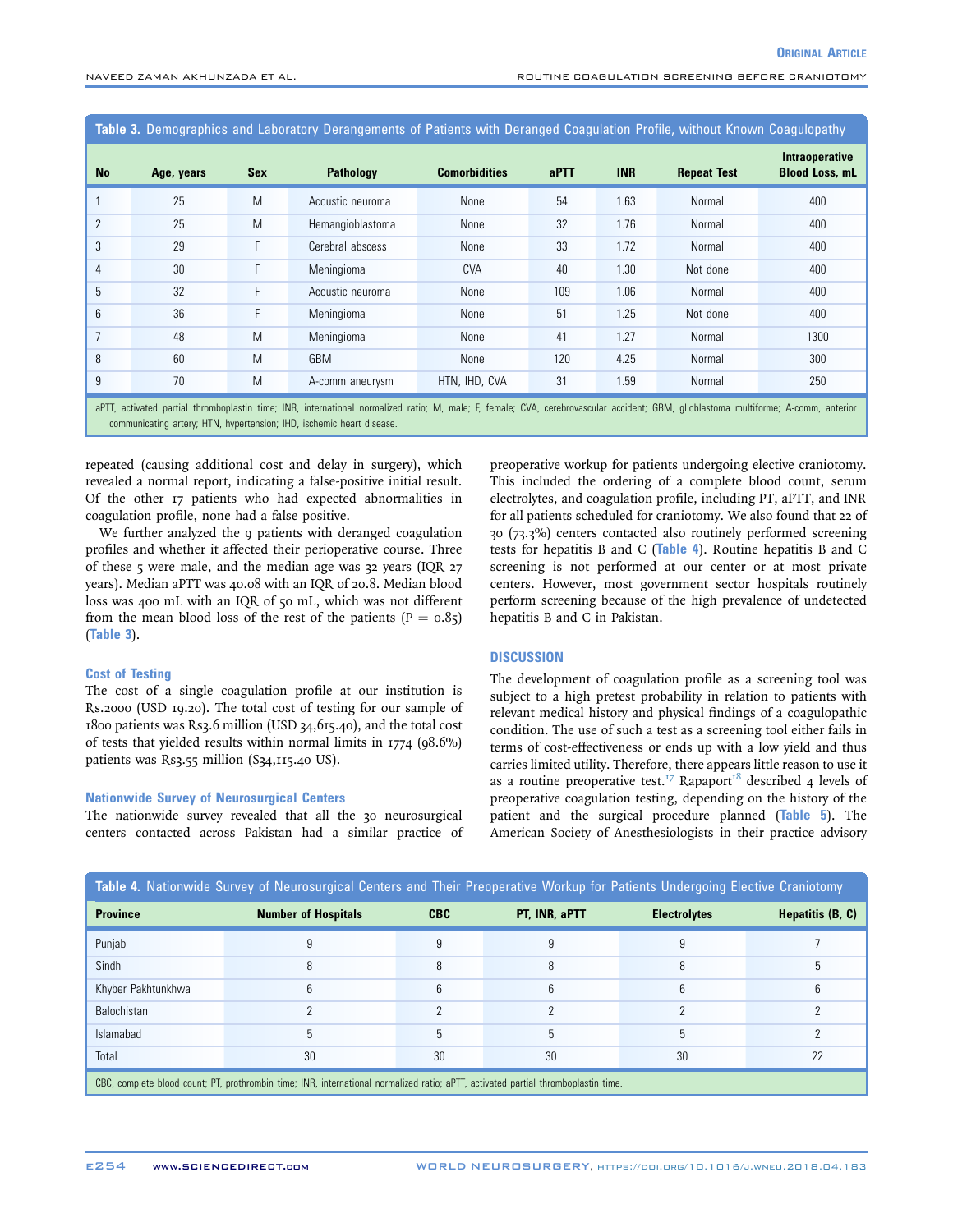**Table 3.** Demographics and Laboratory Derangements of Patients with Deranged Coagulation Profile, without Known Coagulopathy

| No | Age, years | Sex | Pathology | Comorbidities | aPTT | INR | Repeat Test | Intraoperative Blood Loss, mL |
|---|---|---|---|---|---|---|---|---|
| 1 | 25 | M | Acoustic neuroma | None | 54 | 1.63 | Normal | 400 |
| 2 | 25 | M | Hemangioblastoma | None | 32 | 1.76 | Normal | 400 |
| 3 | 29 | F | Cerebral abscess | None | 33 | 1.72 | Normal | 400 |
| 4 | 30 | F | Meningioma | CVA | 40 | 1.30 | Not done | 400 |
| 5 | 32 | F | Acoustic neuroma | None | 109 | 1.06 | Normal | 400 |
| 6 | 36 | F | Meningioma | None | 51 | 1.25 | Not done | 400 |
| 7 | 48 | M | Meningioma | None | 41 | 1.27 | Normal | 1300 |
| 8 | 60 | M | GBM | None | 120 | 4.25 | Normal | 300 |
| 9 | 70 | M | A-comm aneurysm | HTN, IHD, CVA | 31 | 1.59 | Normal | 250 |

aPTT, activated partial thromboplastin time; INR, international normalized ratio; M, male; F, female; CVA, cerebrovascular accident; GBM, glioblastoma multiforme; A-comm, anterior communicating artery; HTN, hypertension; IHD, ischemic heart disease.

repeated (causing additional cost and delay in surgery), which revealed a normal report, indicating a false-positive initial result. Of the other 17 patients who had expected abnormalities in coagulation profile, none had a false positive.

We further analyzed the 9 patients with deranged coagulation profiles and whether it affected their perioperative course. Three of these 5 were male, and the median age was 32 years (IQR 27 years). Median aPTT was 40.08 with an IQR of 20.8. Median blood loss was 400 mL with an IQR of 50 mL, which was not different from the mean blood loss of the rest of the patients ($P = 0.85$) (Table 3).

### Cost of Testing

The cost of a single coagulation profile at our institution is Rs.2000 (USD 19.20). The total cost of testing for our sample of 1800 patients was Rs3.6 million (USD 34,615.40), and the total cost of tests that yielded results within normal limits in 1774 (98.6%) patients was Rs3.55 million ($34,115.40 US).

### Nationwide Survey of Neurosurgical Centers

The nationwide survey revealed that all the 30 neurosurgical centers contacted across Pakistan had a similar practice of preoperative workup for patients undergoing elective craniotomy. This included the ordering of a complete blood count, serum electrolytes, and coagulation profile, including PT, aPTT, and INR for all patients scheduled for craniotomy. We also found that 22 of 30 (73.3%) centers contacted also routinely performed screening tests for hepatitis B and C (Table 4). Routine hepatitis B and C screening is not performed at our center or at most private centers. However, most government sector hospitals routinely perform screening because of the high prevalence of undetected hepatitis B and C in Pakistan.

## DISCUSSION

The development of coagulation profile as a screening tool was subject to a high pretest probability in relation to patients with relevant medical history and physical findings of a coagulopathic condition. The use of such a test as a screening tool either fails in terms of cost-effectiveness or ends up with a low yield and thus carries limited utility. Therefore, there appears little reason to use it as a routine preoperative test.[17] Rapaport[18] described 4 levels of preoperative coagulation testing, depending on the history of the patient and the surgical procedure planned (Table 5). The American Society of Anesthesiologists in their practice advisory

**Table 4.** Nationwide Survey of Neurosurgical Centers and Their Preoperative Workup for Patients Undergoing Elective Craniotomy

| Province | Number of Hospitals | CBC | PT, INR, aPTT | Electrolytes | Hepatitis (B, C) |
|---|---|---|---|---|---|
| Punjab | 9 | 9 | 9 | 9 | 7 |
| Sindh | 8 | 8 | 8 | 8 | 5 |
| Khyber Pakhtunkhwa | 6 | 6 | 6 | 6 | 6 |
| Balochistan | 2 | 2 | 2 | 2 | 2 |
| Islamabad | 5 | 5 | 5 | 5 | 2 |
| Total | 30 | 30 | 30 | 30 | 22 |

CBC, complete blood count; PT, prothrombin time; INR, international normalized ratio; aPTT, activated partial thromboplastin time.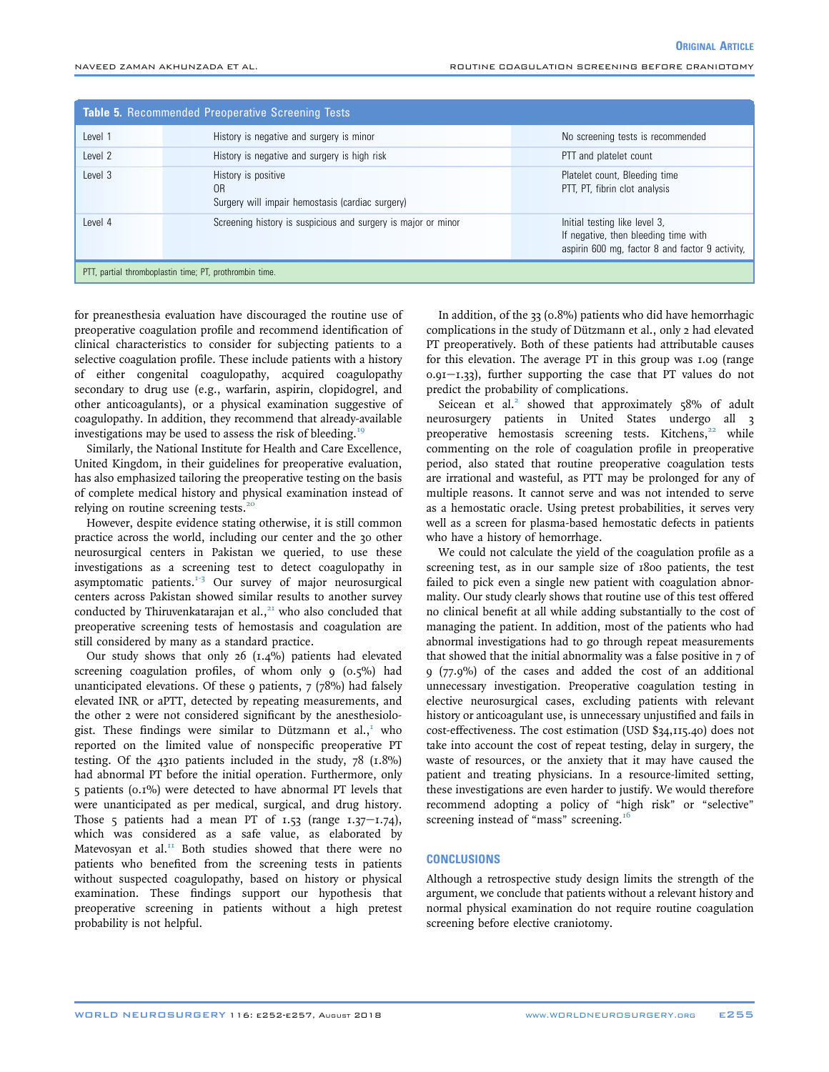**Table 5.** Recommended Preoperative Screening Tests

| | | |
|---|---|---|
| Level 1 | History is negative and surgery is minor | No screening tests is recommended |
| Level 2 | History is negative and surgery is high risk | PTT and platelet count |
| Level 3 | History is positive<br>OR<br>Surgery will impair hemostasis (cardiac surgery) | Platelet count, Bleeding time<br>PTT, PT, fibrin clot analysis |
| Level 4 | Screening history is suspicious and surgery is major or minor | Initial testing like level 3,<br>If negative, then bleeding time with aspirin 600 mg, factor 8 and factor 9 activity, |

PTT, partial thromboplastin time; PT, prothrombin time.

for preanesthesia evaluation have discouraged the routine use of preoperative coagulation profile and recommend identification of clinical characteristics to consider for subjecting patients to a selective coagulation profile. These include patients with a history of either congenital coagulopathy, acquired coagulopathy secondary to drug use (e.g., warfarin, aspirin, clopidogrel, and other anticoagulants), or a physical examination suggestive of coagulopathy. In addition, they recommend that already-available investigations may be used to assess the risk of bleeding.[19]

Similarly, the National Institute for Health and Care Excellence, United Kingdom, in their guidelines for preoperative evaluation, has also emphasized tailoring the preoperative testing on the basis of complete medical history and physical examination instead of relying on routine screening tests.[20]

However, despite evidence stating otherwise, it is still common practice across the world, including our center and the 30 other neurosurgical centers in Pakistan we queried, to use these investigations as a screening test to detect coagulopathy in asymptomatic patients.[1-3] Our survey of major neurosurgical centers across Pakistan showed similar results to another survey conducted by Thiruvenkatarajan et al.,[21] who also concluded that preoperative screening tests of hemostasis and coagulation are still considered by many as a standard practice.

Our study shows that only 26 (1.4%) patients had elevated screening coagulation profiles, of whom only 9 (0.5%) had unanticipated elevations. Of these 9 patients, 7 (78%) had falsely elevated INR or aPTT, detected by repeating measurements, and the other 2 were not considered significant by the anesthesiologist. These findings were similar to Dützmann et al.,[1] who reported on the limited value of nonspecific preoperative PT testing. Of the 4310 patients included in the study, 78 (1.8%) had abnormal PT before the initial operation. Furthermore, only 5 patients (0.1%) were detected to have abnormal PT levels that were unanticipated as per medical, surgical, and drug history. Those 5 patients had a mean PT of 1.53 (range 1.37–1.74), which was considered as a safe value, as elaborated by Matevosyan et al.[11] Both studies showed that there were no patients who benefited from the screening tests in patients without suspected coagulopathy, based on history or physical examination. These findings support our hypothesis that preoperative screening in patients without a high pretest probability is not helpful.

In addition, of the 33 (0.8%) patients who did have hemorrhagic complications in the study of Dützmann et al., only 2 had elevated PT preoperatively. Both of these patients had attributable causes for this elevation. The average PT in this group was 1.09 (range 0.91–1.33), further supporting the case that PT values do not predict the probability of complications.

Seicean et al.[2] showed that approximately 58% of adult neurosurgery patients in United States undergo all 3 preoperative hemostasis screening tests. Kitchens,[22] while commenting on the role of coagulation profile in preoperative period, also stated that routine preoperative coagulation tests are irrational and wasteful, as PTT may be prolonged for any of multiple reasons. It cannot serve and was not intended to serve as a hemostatic oracle. Using pretest probabilities, it serves very well as a screen for plasma-based hemostatic defects in patients who have a history of hemorrhage.

We could not calculate the yield of the coagulation profile as a screening test, as in our sample size of 1800 patients, the test failed to pick even a single new patient with coagulation abnormality. Our study clearly shows that routine use of this test offered no clinical benefit at all while adding substantially to the cost of managing the patient. In addition, most of the patients who had abnormal investigations had to go through repeat measurements that showed that the initial abnormality was a false positive in 7 of 9 (77.9%) of the cases and added the cost of an additional unnecessary investigation. Preoperative coagulation testing in elective neurosurgical cases, excluding patients with relevant history or anticoagulant use, is unnecessary unjustified and fails in cost-effectiveness. The cost estimation (USD $34,115.40) does not take into account the cost of repeat testing, delay in surgery, the waste of resources, or the anxiety that it may have caused the patient and treating physicians. In a resource-limited setting, these investigations are even harder to justify. We would therefore recommend adopting a policy of "high risk" or "selective" screening instead of "mass" screening.[16]

## CONCLUSIONS

Although a retrospective study design limits the strength of the argument, we conclude that patients without a relevant history and normal physical examination do not require routine coagulation screening before elective craniotomy.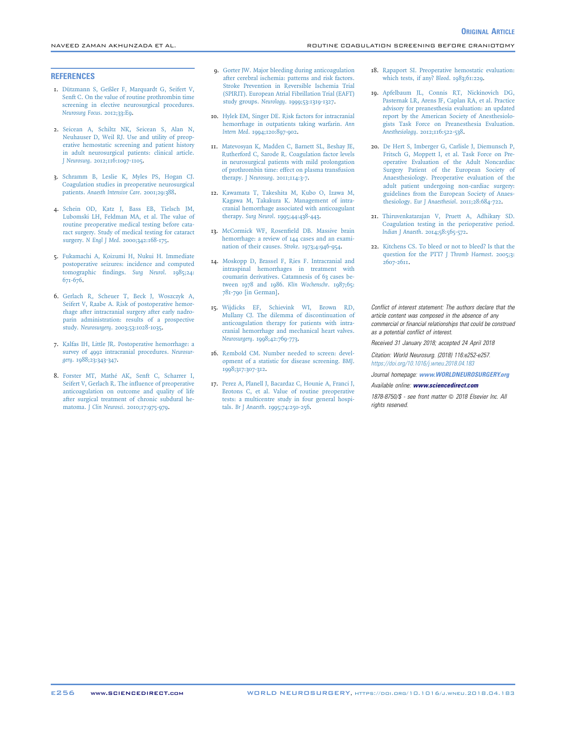## REFERENCES

1. Dützmann S, Geßler F, Marquardt G, Seifert V, Senft C. On the value of routine prothrombin time screening in elective neurosurgical procedures. *Neurosurg Focus*. 2012;33:E9.

2. Seicean A, Schiltz NK, Seicean S, Alan N, Neuhauser D, Weil RJ. Use and utility of preoperative hemostatic screening and patient history in adult neurosurgical patients: clinical article. *J Neurosurg*. 2012;116:1097-1105.

3. Schramm B, Leslie K, Myles PS, Hogan CJ. Coagulation studies in preoperative neurosurgical patients. *Anaesth Intensive Care*. 2001;29:388.

4. Schein OD, Katz J, Bass EB, Tielsch JM, Lubomski LH, Feldman MA, et al. The value of routine preoperative medical testing before cataract surgery. Study of medical testing for cataract surgery. *N Engl J Med*. 2000;342:168-175.

5. Fukamachi A, Koizumi H, Nukui H. Immediate postoperative seizures: incidence and computed tomographic findings. *Surg Neurol*. 1985;24:671-676.

6. Gerlach R, Scheuer T, Beck J, Woszczyk A, Seifert V, Raabe A. Risk of postoperative hemorrhage after intracranial surgery after early nadroparin administration: results of a prospective study. *Neurosurgery*. 2003;53:1028-1035.

7. Kalfas IH, Little JR. Postoperative hemorrhage: a survey of 4992 intracranial procedures. *Neurosurgery*. 1988;23:343-347.

8. Forster MT, Mathé AK, Senft C, Scharrer I, Seifert V, Gerlach R. The influence of preoperative anticoagulation on outcome and quality of life after surgical treatment of chronic subdural hematoma. *J Clin Neurosci*. 2010;17:975-979.

9. Gorter JW. Major bleeding during anticoagulation after cerebral ischemia: patterns and risk factors. Stroke Prevention in Reversible Ischemia Trial (SPIRIT). European Atrial Fibrillation Trial (EAFT) study groups. *Neurology*. 1999;53:1319-1327.

10. Hylek EM, Singer DE. Risk factors for intracranial hemorrhage in outpatients taking warfarin. *Ann Intern Med*. 1994;120:897-902.

11. Matevosyan K, Madden C, Barnett SL, Beshay JE, Rutherford C, Sarode R. Coagulation factor levels in neurosurgical patients with mild prolongation of prothrombin time: effect on plasma transfusion therapy. *J Neurosurg*. 2011;114:3-7.

12. Kawamata T, Takeshita M, Kubo O, Izawa M, Kagawa M, Takakura K. Management of intracranial hemorrhage associated with anticoagulant therapy. *Surg Neurol*. 1995;44:438-443.

13. McCormick WF, Rosenfield DB. Massive brain hemorrhage: a review of 144 cases and an examination of their causes. *Stroke*. 1973;4:946-954.

14. Moskopp D, Brassel F, Ries F. Intracranial and intraspinal hemorrhages in treatment with coumarin derivatives. Catamnesis of 63 cases between 1978 and 1986. *Klin Wochenschr*. 1987;65:781-790 [in German].

15. Wijdicks EF, Schievink WI, Brown RD, Mullany CJ. The dilemma of discontinuation of anticoagulation therapy for patients with intracranial hemorrhage and mechanical heart valves. *Neurosurgery*. 1998;42:769-773.

16. Rembold CM. Number needed to screen: development of a statistic for disease screening. *BMJ*. 1998;317:307-312.

17. Perez A, Planell J, Bacardaz C, Hounie A, Franci J, Brotons C, et al. Value of routine preoperative tests: a multicentre study in four general hospitals. *Br J Anaesth*. 1995;74:250-256.

18. Rapaport SI. Preoperative hemostatic evaluation: which tests, if any? *Blood*. 1983;61:229.

19. Apfelbaum JL, Connis RT, Nickinovich DG, Pasternak LR, Arens JF, Caplan RA, et al. Practice advisory for preanesthesia evaluation: an updated report by the American Society of Anesthesiologists Task Force on Preanesthesia Evaluation. *Anesthesiology*. 2012;116:522-538.

20. De Hert S, Imberger G, Carlisle J, Diemunsch P, Fritsch G, Moppett I, et al. Task Force on Preoperative Evaluation of the Adult Noncardiac Surgery Patient of the European Society of Anaesthesiology. Preoperative evaluation of the adult patient undergoing non-cardiac surgery: guidelines from the European Society of Anaesthesiology. *Eur J Anaesthesiol*. 2011;28:684-722.

21. Thiruvenkatarajan V, Pruett A, Adhikary SD. Coagulation testing in the perioperative period. *Indian J Anaesth*. 2014;58:565-572.

22. Kitchens CS. To bleed or not to bleed? Is that the question for the PTT? *J Thromb Haemost*. 2005;3:2607-2611.

*Conflict of interest statement: The authors declare that the article content was composed in the absence of any commercial or financial relationships that could be construed as a potential conflict of interest.*

*Received 31 January 2018; accepted 24 April 2018*

*Citation: World Neurosurg. (2018) 116:e252-e257.*
*https://doi.org/10.1016/j.wneu.2018.04.183*

*Journal homepage: **www.WORLDNEUROSURGERY.org***

*Available online: **www.sciencedirect.com***

*1878-8750/$ - see front matter © 2018 Elsevier Inc. All rights reserved.*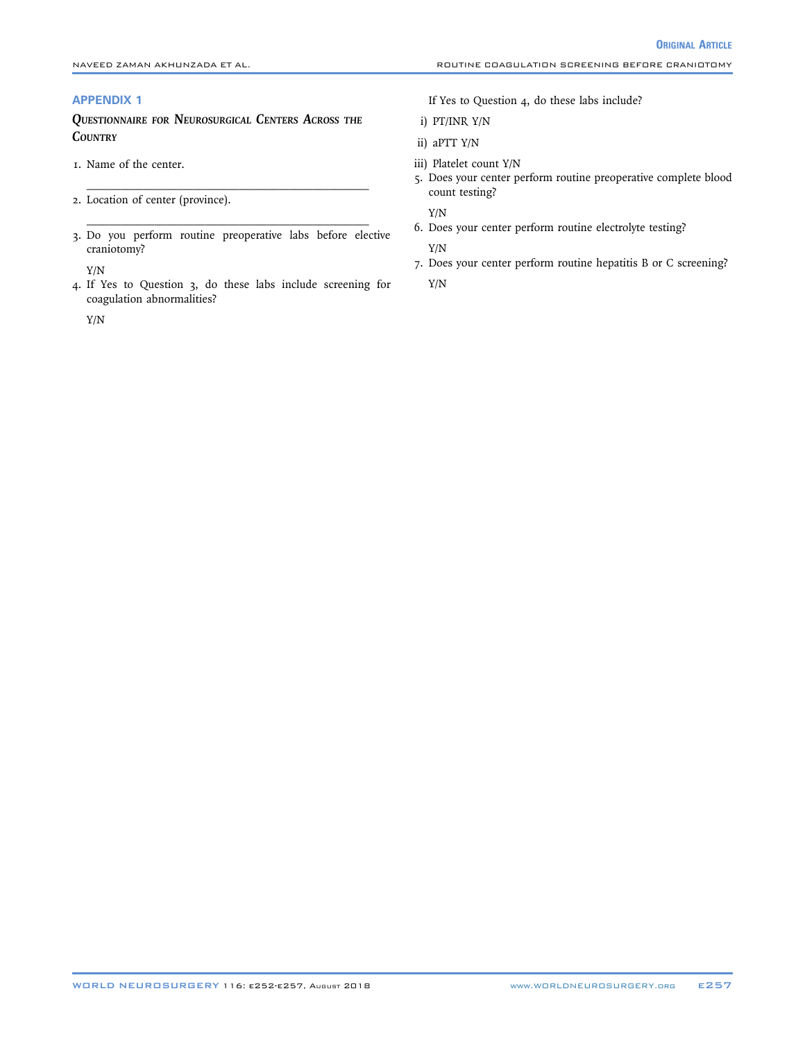## APPENDIX 1

### *Questionnaire for Neurosurgical Centers Across the Country*

1. Name of the center.

   ________________________________________________

2. Location of center (province).

   ________________________________________________

3. Do you perform routine preoperative labs before elective craniotomy?

   Y/N

4. If Yes to Question 3, do these labs include screening for coagulation abnormalities?

   Y/N

   If Yes to Question 4, do these labs include?

   i) PT/INR Y/N

   ii) aPTT Y/N

   iii) Platelet count Y/N

5. Does your center perform routine preoperative complete blood count testing?

   Y/N

6. Does your center perform routine electrolyte testing?

   Y/N

7. Does your center perform routine hepatitis B or C screening?

   Y/N